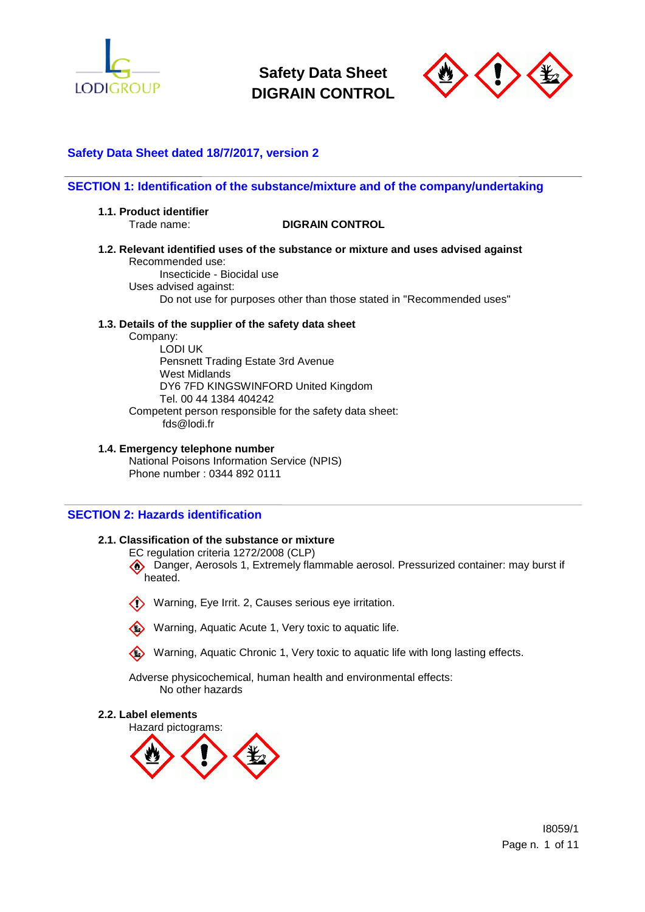# Safety Data Sheet
# DIGRAIN CONTROL

**Safety Data Sheet dated 18/7/2017, version 2**

## SECTION 1: Identification of the substance/mixture and of the company/undertaking

### 1.1. Product identifier

Trade name: **DIGRAIN CONTROL**

### 1.2. Relevant identified uses of the substance or mixture and uses advised against

Recommended use:

Insecticide - Biocidal use

Uses advised against:

Do not use for purposes other than those stated in "Recommended uses"

### 1.3. Details of the supplier of the safety data sheet

Company:

LODI UK
Pensnett Trading Estate 3rd Avenue
West Midlands
DY6 7FD KINGSWINFORD United Kingdom
Tel. 00 44 1384 404242

Competent person responsible for the safety data sheet:

fds@lodi.fr

### 1.4. Emergency telephone number

National Poisons Information Service (NPIS)
Phone number : 0344 892 0111

## SECTION 2: Hazards identification

### 2.1. Classification of the substance or mixture

EC regulation criteria 1272/2008 (CLP)

Danger, Aerosols 1, Extremely flammable aerosol. Pressurized container: may burst if heated.

Warning, Eye Irrit. 2, Causes serious eye irritation.

Warning, Aquatic Acute 1, Very toxic to aquatic life.

Warning, Aquatic Chronic 1, Very toxic to aquatic life with long lasting effects.

Adverse physicochemical, human health and environmental effects:

No other hazards

### 2.2. Label elements

Hazard pictograms:

I8059/1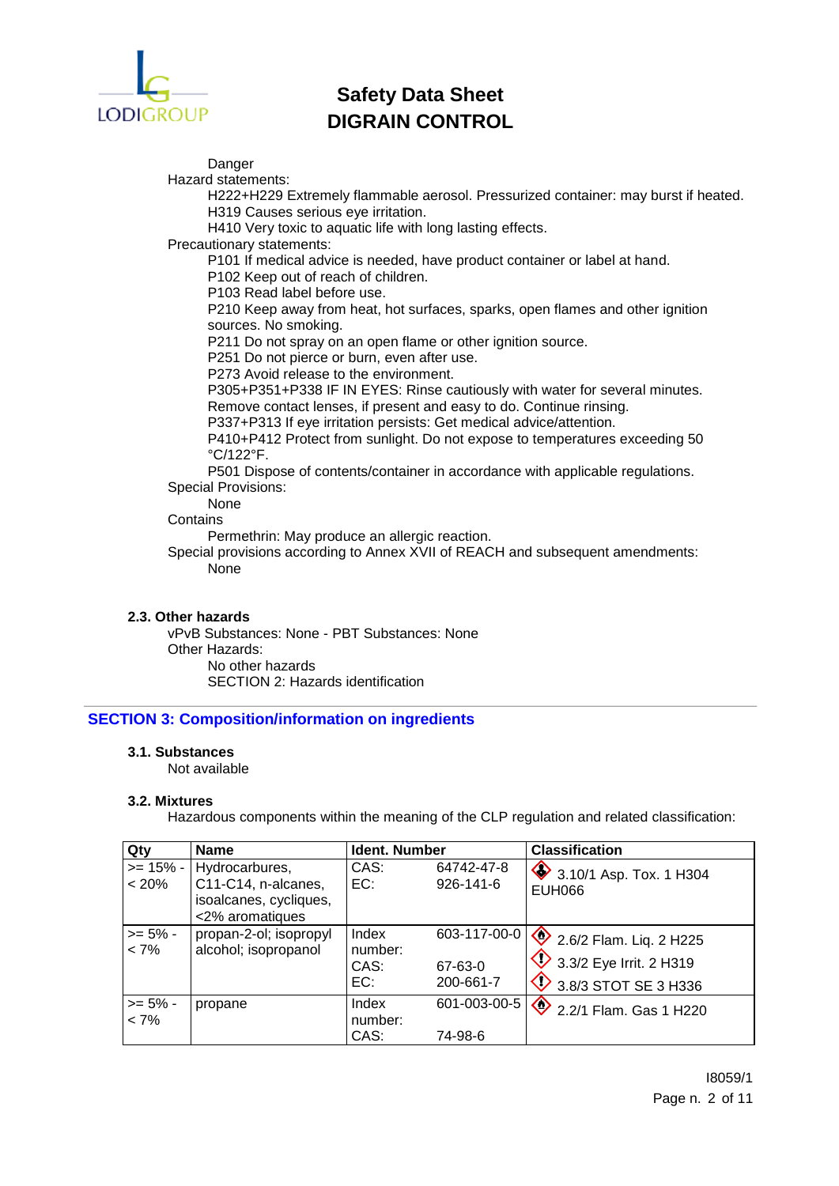Danger

Hazard statements:

H222+H229 Extremely flammable aerosol. Pressurized container: may burst if heated.
H319 Causes serious eye irritation.
H410 Very toxic to aquatic life with long lasting effects.

Precautionary statements:

P101 If medical advice is needed, have product container or label at hand.
P102 Keep out of reach of children.
P103 Read label before use.
P210 Keep away from heat, hot surfaces, sparks, open flames and other ignition sources. No smoking.
P211 Do not spray on an open flame or other ignition source.
P251 Do not pierce or burn, even after use.
P273 Avoid release to the environment.
P305+P351+P338 IF IN EYES: Rinse cautiously with water for several minutes. Remove contact lenses, if present and easy to do. Continue rinsing.
P337+P313 If eye irritation persists: Get medical advice/attention.
P410+P412 Protect from sunlight. Do not expose to temperatures exceeding 50 °C/122°F.
P501 Dispose of contents/container in accordance with applicable regulations.

Special Provisions:

None

Contains

Permethrin: May produce an allergic reaction.

Special provisions according to Annex XVII of REACH and subsequent amendments:

None

### 2.3. Other hazards

vPvB Substances: None - PBT Substances: None

Other Hazards:

No other hazards
SECTION 2: Hazards identification

## SECTION 3: Composition/information on ingredients

### 3.1. Substances

Not available

### 3.2. Mixtures

Hazardous components within the meaning of the CLP regulation and related classification:

| Qty | Name | Ident. Number | | Classification |
|---|---|---|---|---|
| >= 15% - < 20% | Hydrocarbures, C11-C14, n-alcanes, isoalcanes, cycliques, <2% aromatiques | CAS:<br>EC: | 64742-47-8<br>926-141-6 | 3.10/1 Asp. Tox. 1 H304<br>EUH066 |
| >= 5% - < 7% | propan-2-ol; isopropyl alcohol; isopropanol | Index number:<br>CAS:<br>EC: | 603-117-00-0<br>67-63-0<br>200-661-7 | 2.6/2 Flam. Liq. 2 H225<br>3.3/2 Eye Irrit. 2 H319<br>3.8/3 STOT SE 3 H336 |
| >= 5% - < 7% | propane | Index number:<br>CAS: | 601-003-00-5<br>74-98-6 | 2.2/1 Flam. Gas 1 H220 |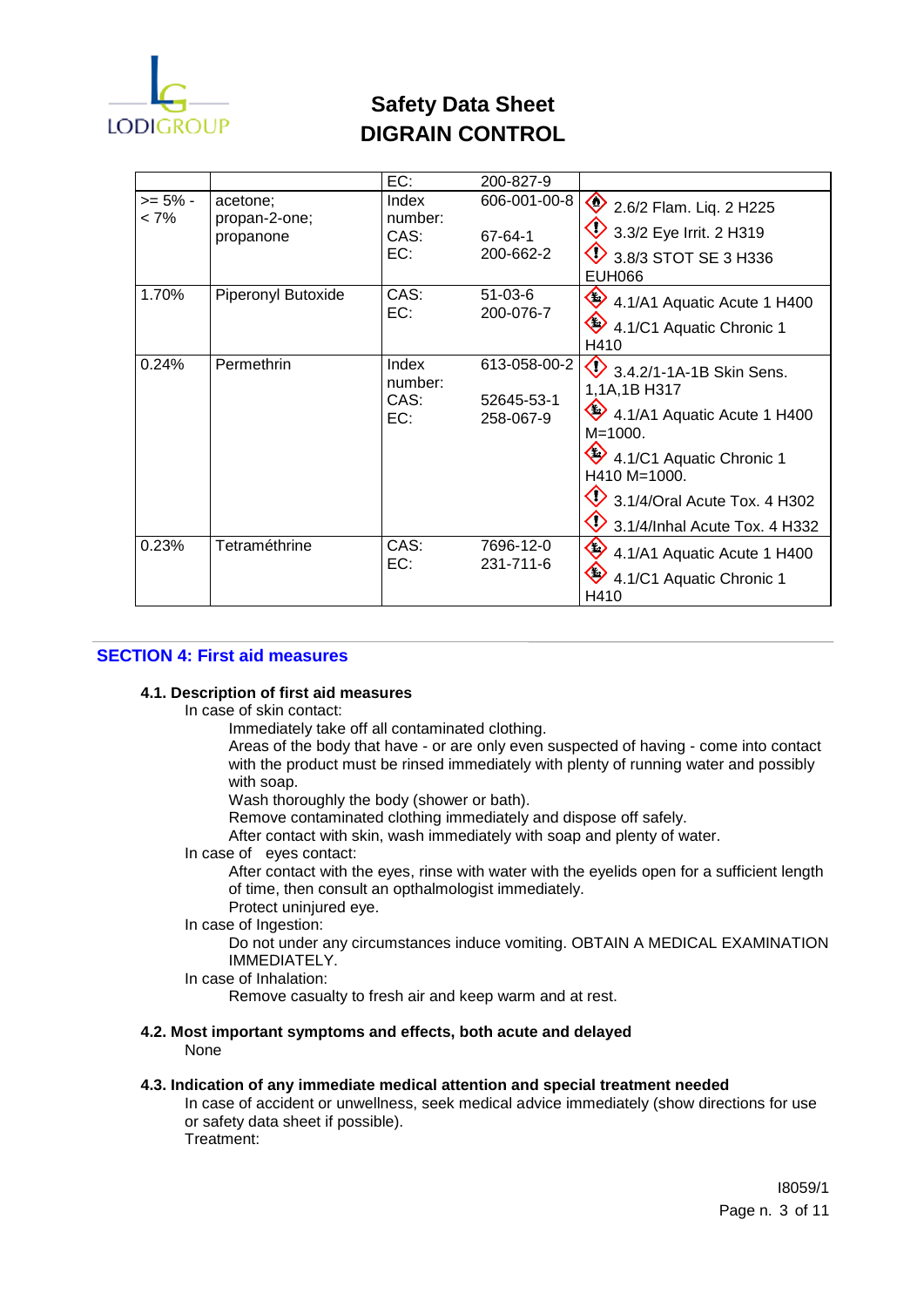| | | | | |
|---|---|---|---|---|
| | | EC: | 200-827-9 | |
| >= 5% - < 7% | acetone; propan-2-one; propanone | Index number: CAS: EC: | 606-001-00-8 67-64-1 200-662-2 | 2.6/2 Flam. Liq. 2 H225 3.3/2 Eye Irrit. 2 H319 3.8/3 STOT SE 3 H336 EUH066 |
| 1.70% | Piperonyl Butoxide | CAS: EC: | 51-03-6 200-076-7 | 4.1/A1 Aquatic Acute 1 H400 4.1/C1 Aquatic Chronic 1 H410 |
| 0.24% | Permethrin | Index number: CAS: EC: | 613-058-00-2 52645-53-1 258-067-9 | 3.4.2/1-1A-1B Skin Sens. 1,1A,1B H317 4.1/A1 Aquatic Acute 1 H400 M=1000. 4.1/C1 Aquatic Chronic 1 H410 M=1000. 3.1/4/Oral Acute Tox. 4 H302 3.1/4/Inhal Acute Tox. 4 H332 |
| 0.23% | Tetraméthrine | CAS: EC: | 7696-12-0 231-711-6 | 4.1/A1 Aquatic Acute 1 H400 4.1/C1 Aquatic Chronic 1 H410 |

## SECTION 4: First aid measures

### 4.1. Description of first aid measures

In case of skin contact:

Immediately take off all contaminated clothing.
Areas of the body that have - or are only even suspected of having - come into contact with the product must be rinsed immediately with plenty of running water and possibly with soap.
Wash thoroughly the body (shower or bath).
Remove contaminated clothing immediately and dispose off safely.
After contact with skin, wash immediately with soap and plenty of water.

In case of eyes contact:

After contact with the eyes, rinse with water with the eyelids open for a sufficient length of time, then consult an opthalmologist immediately.
Protect uninjured eye.

In case of Ingestion:

Do not under any circumstances induce vomiting. OBTAIN A MEDICAL EXAMINATION IMMEDIATELY.

In case of Inhalation:

Remove casualty to fresh air and keep warm and at rest.

### 4.2. Most important symptoms and effects, both acute and delayed

None

### 4.3. Indication of any immediate medical attention and special treatment needed

In case of accident or unwellness, seek medical advice immediately (show directions for use or safety data sheet if possible).
Treatment: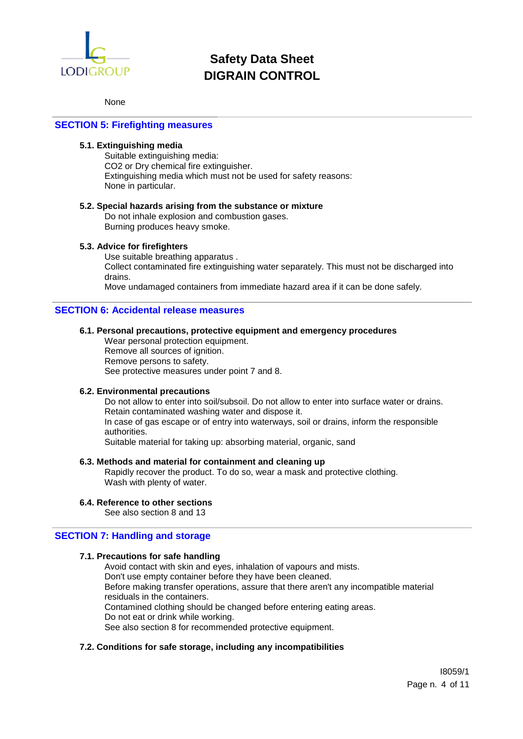None

## SECTION 5: Firefighting measures

### 5.1. Extinguishing media

Suitable extinguishing media:
$CO_2$ or Dry chemical fire extinguisher.
Extinguishing media which must not be used for safety reasons:
None in particular.

### 5.2. Special hazards arising from the substance or mixture

Do not inhale explosion and combustion gases.
Burning produces heavy smoke.

### 5.3. Advice for firefighters

Use suitable breathing apparatus .
Collect contaminated fire extinguishing water separately. This must not be discharged into drains.
Move undamaged containers from immediate hazard area if it can be done safely.

## SECTION 6: Accidental release measures

### 6.1. Personal precautions, protective equipment and emergency procedures

Wear personal protection equipment.
Remove all sources of ignition.
Remove persons to safety.
See protective measures under point 7 and 8.

### 6.2. Environmental precautions

Do not allow to enter into soil/subsoil. Do not allow to enter into surface water or drains.
Retain contaminated washing water and dispose it.
In case of gas escape or of entry into waterways, soil or drains, inform the responsible authorities.
Suitable material for taking up: absorbing material, organic, sand

### 6.3. Methods and material for containment and cleaning up

Rapidly recover the product. To do so, wear a mask and protective clothing.
Wash with plenty of water.

### 6.4. Reference to other sections

See also section 8 and 13

## SECTION 7: Handling and storage

### 7.1. Precautions for safe handling

Avoid contact with skin and eyes, inhalation of vapours and mists.
Don't use empty container before they have been cleaned.
Before making transfer operations, assure that there aren't any incompatible material residuals in the containers.
Contamined clothing should be changed before entering eating areas.
Do not eat or drink while working.
See also section 8 for recommended protective equipment.

### 7.2. Conditions for safe storage, including any incompatibilities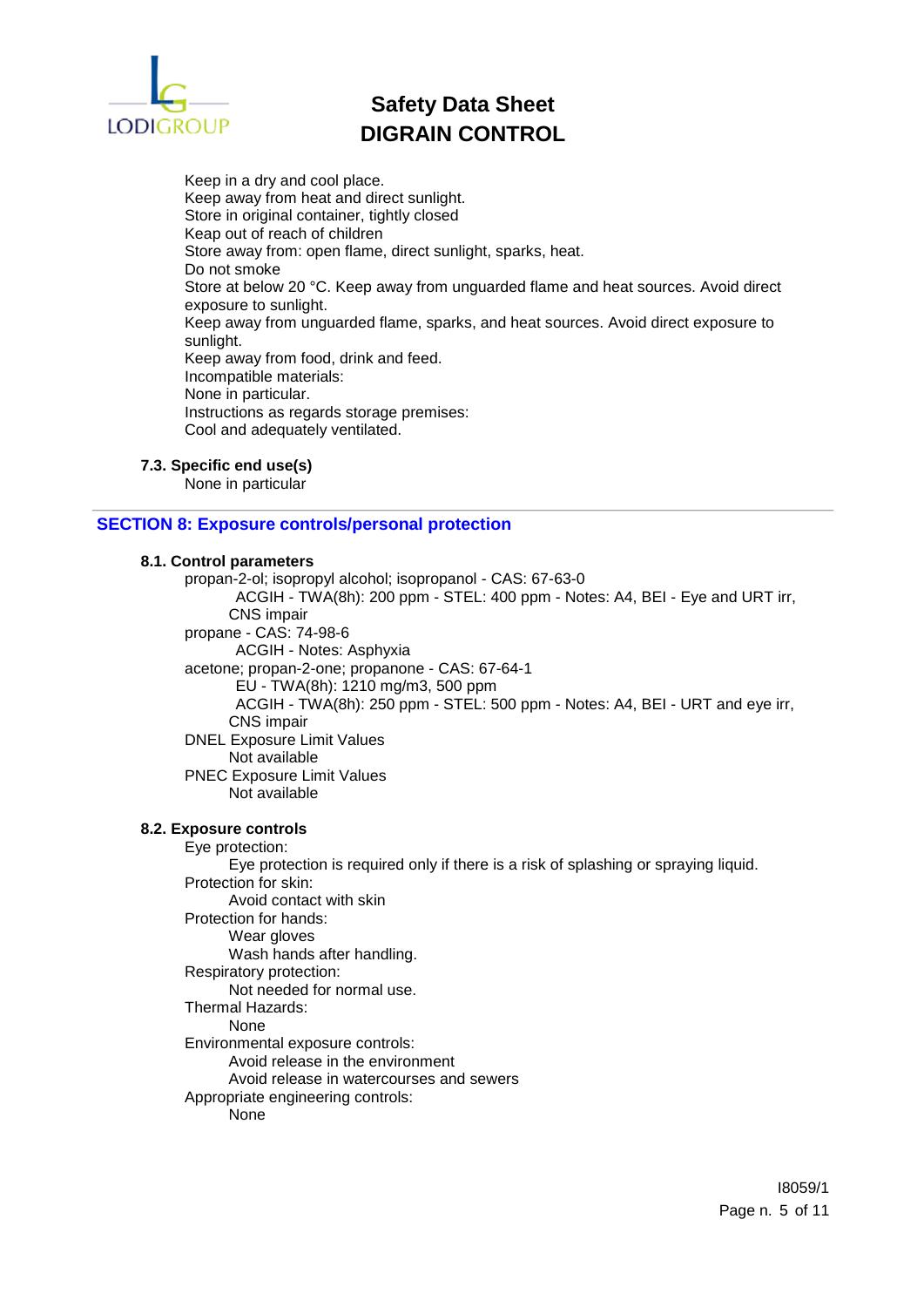Keep in a dry and cool place.
Keep away from heat and direct sunlight.
Store in original container, tightly closed
Keap out of reach of children
Store away from: open flame, direct sunlight, sparks, heat.
Do not smoke
Store at below 20 °C. Keep away from unguarded flame and heat sources. Avoid direct exposure to sunlight.
Keep away from unguarded flame, sparks, and heat sources. Avoid direct exposure to sunlight.
Keep away from food, drink and feed.
Incompatible materials:
None in particular.
Instructions as regards storage premises:
Cool and adequately ventilated.

### 7.3. Specific end use(s)

None in particular

## SECTION 8: Exposure controls/personal protection

### 8.1. Control parameters

propan-2-ol; isopropyl alcohol; isopropanol - CAS: 67-63-0
 ACGIH - TWA(8h): 200 ppm - STEL: 400 ppm - Notes: A4, BEI - Eye and URT irr, CNS impair
propane - CAS: 74-98-6
 ACGIH - Notes: Asphyxia
acetone; propan-2-one; propanone - CAS: 67-64-1
 EU - TWA(8h): 1210 mg/m3, 500 ppm
 ACGIH - TWA(8h): 250 ppm - STEL: 500 ppm - Notes: A4, BEI - URT and eye irr, CNS impair
DNEL Exposure Limit Values
 Not available
PNEC Exposure Limit Values
 Not available

### 8.2. Exposure controls

Eye protection:
 Eye protection is required only if there is a risk of splashing or spraying liquid.
Protection for skin:
 Avoid contact with skin
Protection for hands:
 Wear gloves
 Wash hands after handling.
Respiratory protection:
 Not needed for normal use.
Thermal Hazards:
 None
Environmental exposure controls:
 Avoid release in the environment
 Avoid release in watercourses and sewers
Appropriate engineering controls:
 None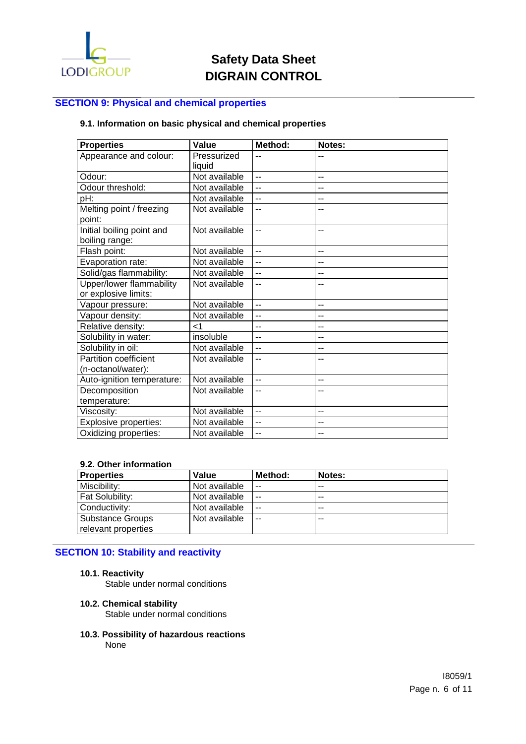## SECTION 9: Physical and chemical properties

### 9.1. Information on basic physical and chemical properties

| Properties | Value | Method: | Notes: |
|---|---|---|---|
| Appearance and colour: | Pressurized liquid | -- | -- |
| Odour: | Not available | -- | -- |
| Odour threshold: | Not available | -- | -- |
| pH: | Not available | -- | -- |
| Melting point / freezing point: | Not available | -- | -- |
| Initial boiling point and boiling range: | Not available | -- | -- |
| Flash point: | Not available | -- | -- |
| Evaporation rate: | Not available | -- | -- |
| Solid/gas flammability: | Not available | -- | -- |
| Upper/lower flammability or explosive limits: | Not available | -- | -- |
| Vapour pressure: | Not available | -- | -- |
| Vapour density: | Not available | -- | -- |
| Relative density: | <1 | -- | -- |
| Solubility in water: | insoluble | -- | -- |
| Solubility in oil: | Not available | -- | -- |
| Partition coefficient (n-octanol/water): | Not available | -- | -- |
| Auto-ignition temperature: | Not available | -- | -- |
| Decomposition temperature: | Not available | -- | -- |
| Viscosity: | Not available | -- | -- |
| Explosive properties: | Not available | -- | -- |
| Oxidizing properties: | Not available | -- | -- |

### 9.2. Other information

| Properties | Value | Method: | Notes: |
|---|---|---|---|
| Miscibility: | Not available | -- | -- |
| Fat Solubility: | Not available | -- | -- |
| Conductivity: | Not available | -- | -- |
| Substance Groups relevant properties | Not available | -- | -- |

## SECTION 10: Stability and reactivity

### 10.1. Reactivity

Stable under normal conditions

### 10.2. Chemical stability

Stable under normal conditions

### 10.3. Possibility of hazardous reactions

None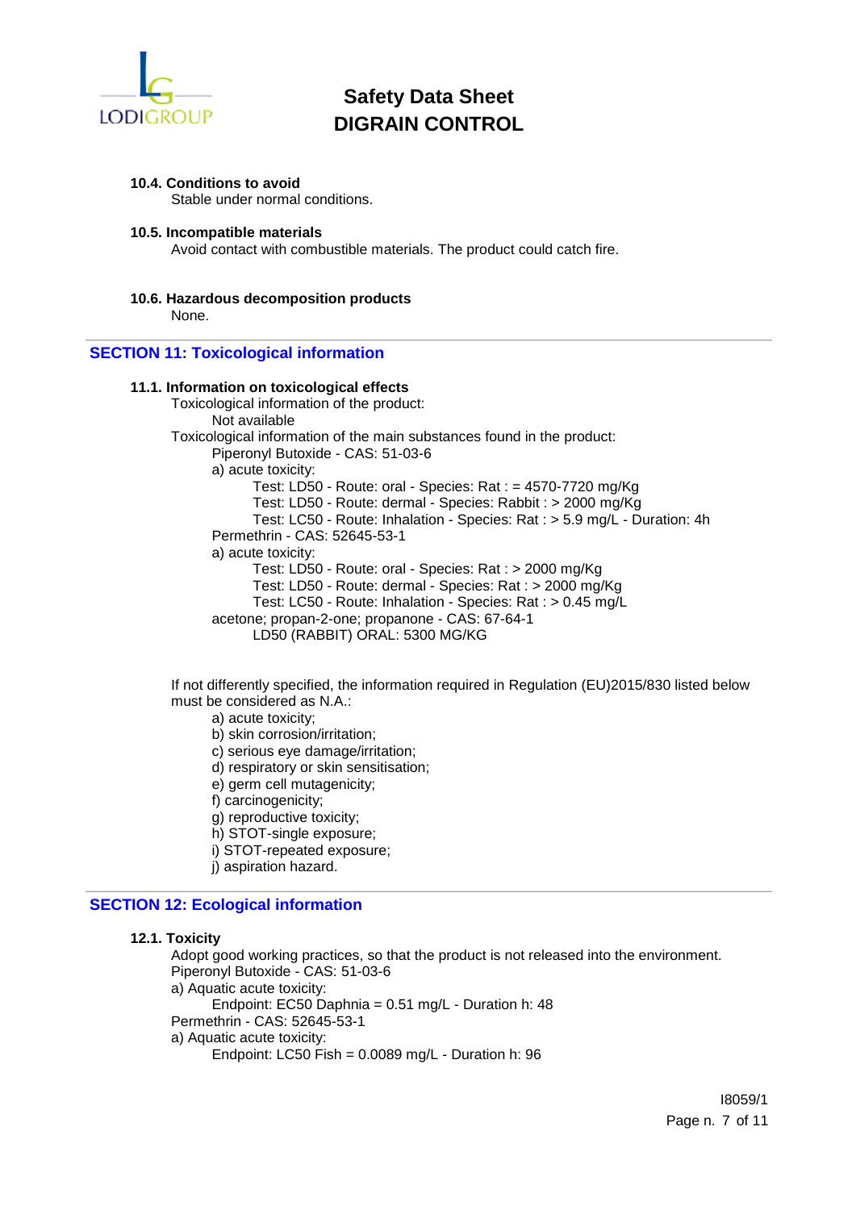**10.4. Conditions to avoid**

Stable under normal conditions.

**10.5. Incompatible materials**

Avoid contact with combustible materials. The product could catch fire.

**10.6. Hazardous decomposition products**

None.

## SECTION 11: Toxicological information

**11.1. Information on toxicological effects**

Toxicological information of the product:

Not available

Toxicological information of the main substances found in the product:

Piperonyl Butoxide - CAS: 51-03-6

a) acute toxicity:

Test: LD50 - Route: oral - Species: Rat : = 4570-7720 mg/Kg
Test: LD50 - Route: dermal - Species: Rabbit : > 2000 mg/Kg
Test: LC50 - Route: Inhalation - Species: Rat : > 5.9 mg/L - Duration: 4h

Permethrin - CAS: 52645-53-1

a) acute toxicity:

Test: LD50 - Route: oral - Species: Rat : > 2000 mg/Kg
Test: LD50 - Route: dermal - Species: Rat : > 2000 mg/Kg
Test: LC50 - Route: Inhalation - Species: Rat : > 0.45 mg/L

acetone; propan-2-one; propanone - CAS: 67-64-1

LD50 (RABBIT) ORAL: 5300 MG/KG

If not differently specified, the information required in Regulation (EU)2015/830 listed below must be considered as N.A.:

a) acute toxicity;
b) skin corrosion/irritation;
c) serious eye damage/irritation;
d) respiratory or skin sensitisation;
e) germ cell mutagenicity;
f) carcinogenicity;
g) reproductive toxicity;
h) STOT-single exposure;
i) STOT-repeated exposure;
j) aspiration hazard.

## SECTION 12: Ecological information

**12.1. Toxicity**

Adopt good working practices, so that the product is not released into the environment.

Piperonyl Butoxide - CAS: 51-03-6

a) Aquatic acute toxicity:

Endpoint: EC50 Daphnia = 0.51 mg/L - Duration h: 48

Permethrin - CAS: 52645-53-1

a) Aquatic acute toxicity:

Endpoint: LC50 Fish = 0.0089 mg/L - Duration h: 96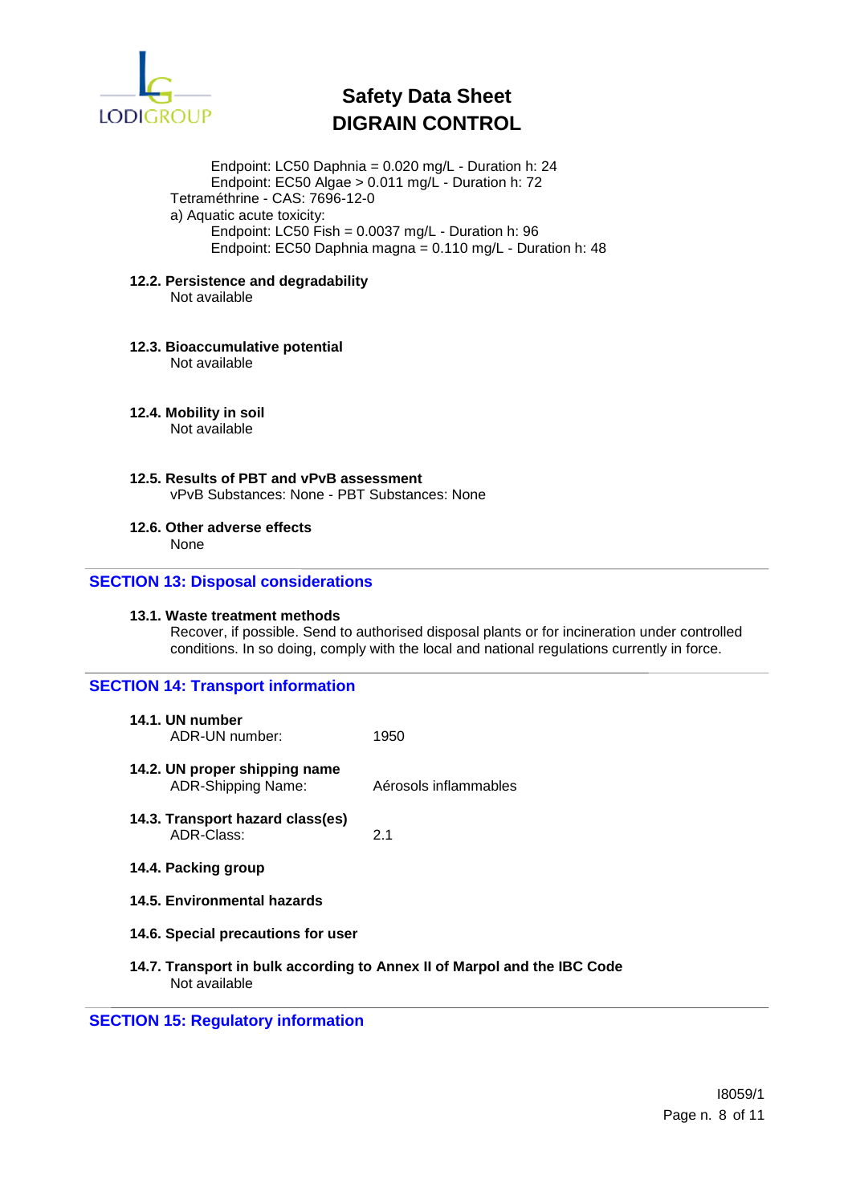Endpoint: LC50 Daphnia = 0.020 mg/L - Duration h: 24
Endpoint: EC50 Algae > 0.011 mg/L - Duration h: 72

Tetraméthrine - CAS: 7696-12-0

a) Aquatic acute toxicity:

Endpoint: LC50 Fish = 0.0037 mg/L - Duration h: 96
Endpoint: EC50 Daphnia magna = 0.110 mg/L - Duration h: 48

**12.2. Persistence and degradability**

Not available

**12.3. Bioaccumulative potential**

Not available

**12.4. Mobility in soil**

Not available

**12.5. Results of PBT and vPvB assessment**

vPvB Substances: None - PBT Substances: None

**12.6. Other adverse effects**

None

## SECTION 13: Disposal considerations

**13.1. Waste treatment methods**

Recover, if possible. Send to authorised disposal plants or for incineration under controlled conditions. In so doing, comply with the local and national regulations currently in force.

## SECTION 14: Transport information

**14.1. UN number**

ADR-UN number: 1950

**14.2. UN proper shipping name**

ADR-Shipping Name: Aérosols inflammables

**14.3. Transport hazard class(es)**

ADR-Class: 2.1

**14.4. Packing group**

**14.5. Environmental hazards**

**14.6. Special precautions for user**

**14.7. Transport in bulk according to Annex II of Marpol and the IBC Code**

Not available

## SECTION 15: Regulatory information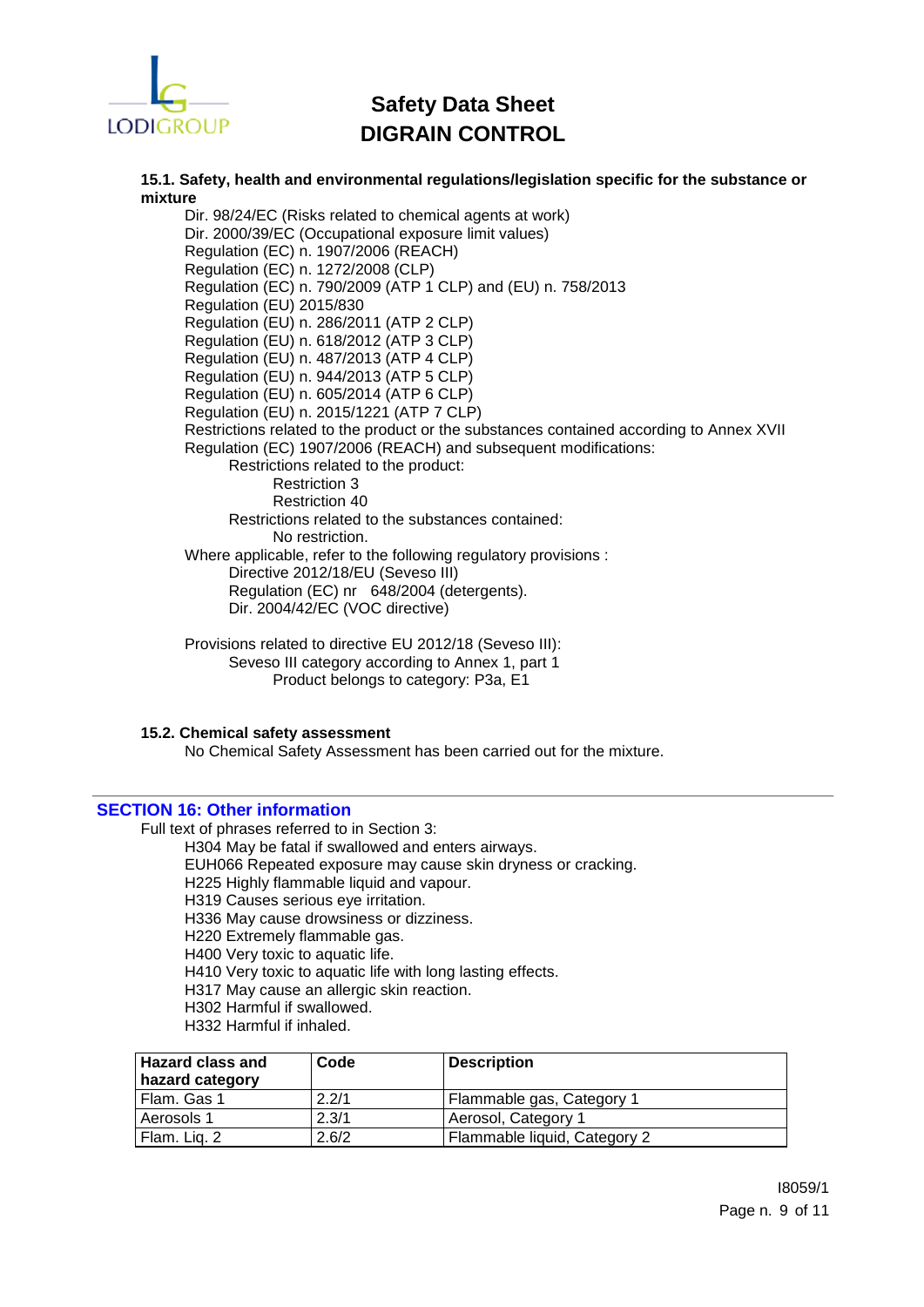#### 15.1. Safety, health and environmental regulations/legislation specific for the substance or mixture

Dir. 98/24/EC (Risks related to chemical agents at work)
Dir. 2000/39/EC (Occupational exposure limit values)
Regulation (EC) n. 1907/2006 (REACH)
Regulation (EC) n. 1272/2008 (CLP)
Regulation (EC) n. 790/2009 (ATP 1 CLP) and (EU) n. 758/2013
Regulation (EU) 2015/830
Regulation (EU) n. 286/2011 (ATP 2 CLP)
Regulation (EU) n. 618/2012 (ATP 3 CLP)
Regulation (EU) n. 487/2013 (ATP 4 CLP)
Regulation (EU) n. 944/2013 (ATP 5 CLP)
Regulation (EU) n. 605/2014 (ATP 6 CLP)
Regulation (EU) n. 2015/1221 (ATP 7 CLP)
Restrictions related to the product or the substances contained according to Annex XVII Regulation (EC) 1907/2006 (REACH) and subsequent modifications:

- Restrictions related to the product:
  - Restriction 3
  - Restriction 40
- Restrictions related to the substances contained:
  - No restriction.

Where applicable, refer to the following regulatory provisions :

- Directive 2012/18/EU (Seveso III)
- Regulation (EC) nr 648/2004 (detergents).
- Dir. 2004/42/EC (VOC directive)

Provisions related to directive EU 2012/18 (Seveso III):

- Seveso III category according to Annex 1, part 1
  - Product belongs to category: P3a, E1

#### 15.2. Chemical safety assessment

No Chemical Safety Assessment has been carried out for the mixture.

## SECTION 16: Other information

Full text of phrases referred to in Section 3:

H304 May be fatal if swallowed and enters airways.
EUH066 Repeated exposure may cause skin dryness or cracking.
H225 Highly flammable liquid and vapour.
H319 Causes serious eye irritation.
H336 May cause drowsiness or dizziness.
H220 Extremely flammable gas.
H400 Very toxic to aquatic life.
H410 Very toxic to aquatic life with long lasting effects.
H317 May cause an allergic skin reaction.
H302 Harmful if swallowed.
H332 Harmful if inhaled.

| Hazard class and hazard category | Code | Description |
|---|---|---|
| Flam. Gas 1 | 2.2/1 | Flammable gas, Category 1 |
| Aerosols 1 | 2.3/1 | Aerosol, Category 1 |
| Flam. Liq. 2 | 2.6/2 | Flammable liquid, Category 2 |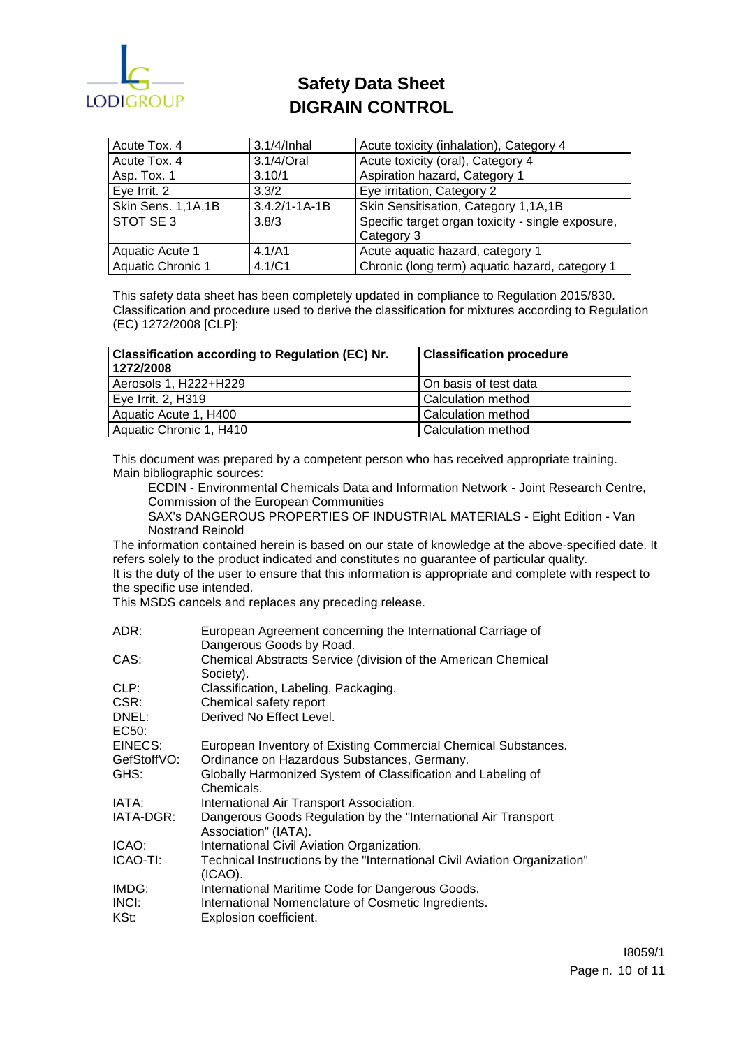| Acute Tox. 4 | 3.1/4/Inhal | Acute toxicity (inhalation), Category 4 |
|---|---|---|
| Acute Tox. 4 | 3.1/4/Oral | Acute toxicity (oral), Category 4 |
| Asp. Tox. 1 | 3.10/1 | Aspiration hazard, Category 1 |
| Eye Irrit. 2 | 3.3/2 | Eye irritation, Category 2 |
| Skin Sens. 1,1A,1B | 3.4.2/1-1A-1B | Skin Sensitisation, Category 1,1A,1B |
| STOT SE 3 | 3.8/3 | Specific target organ toxicity - single exposure, Category 3 |
| Aquatic Acute 1 | 4.1/A1 | Acute aquatic hazard, category 1 |
| Aquatic Chronic 1 | 4.1/C1 | Chronic (long term) aquatic hazard, category 1 |

This safety data sheet has been completely updated in compliance to Regulation 2015/830.
Classification and procedure used to derive the classification for mixtures according to Regulation (EC) 1272/2008 [CLP]:

| Classification according to Regulation (EC) Nr. 1272/2008 | Classification procedure |
|---|---|
| Aerosols 1, H222+H229 | On basis of test data |
| Eye Irrit. 2, H319 | Calculation method |
| Aquatic Acute 1, H400 | Calculation method |
| Aquatic Chronic 1, H410 | Calculation method |

This document was prepared by a competent person who has received appropriate training.
Main bibliographic sources:

ECDIN - Environmental Chemicals Data and Information Network - Joint Research Centre, Commission of the European Communities

SAX's DANGEROUS PROPERTIES OF INDUSTRIAL MATERIALS - Eight Edition - Van Nostrand Reinold

The information contained herein is based on our state of knowledge at the above-specified date. It refers solely to the product indicated and constitutes no guarantee of particular quality.
It is the duty of the user to ensure that this information is appropriate and complete with respect to the specific use intended.
This MSDS cancels and replaces any preceding release.

ADR: European Agreement concerning the International Carriage of Dangerous Goods by Road.
CAS: Chemical Abstracts Service (division of the American Chemical Society).
CLP: Classification, Labeling, Packaging.
CSR: Chemical safety report
DNEL: Derived No Effect Level.
EC50:
EINECS: European Inventory of Existing Commercial Chemical Substances.
GefStoffVO: Ordinance on Hazardous Substances, Germany.
GHS: Globally Harmonized System of Classification and Labeling of Chemicals.
IATA: International Air Transport Association.
IATA-DGR: Dangerous Goods Regulation by the "International Air Transport Association" (IATA).
ICAO: International Civil Aviation Organization.
ICAO-TI: Technical Instructions by the "International Civil Aviation Organization" (ICAO).
IMDG: International Maritime Code for Dangerous Goods.
INCI: International Nomenclature of Cosmetic Ingredients.
KSt: Explosion coefficient.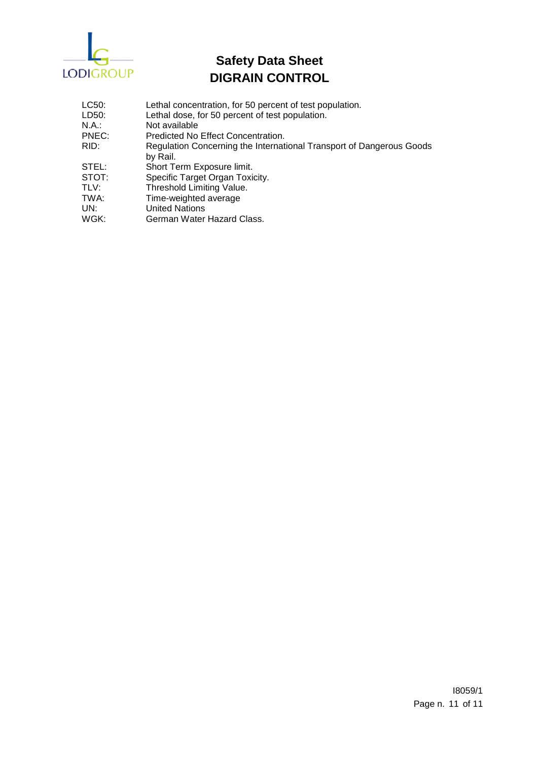| | |
|---|---|
| LC50: | Lethal concentration, for 50 percent of test population. |
| LD50: | Lethal dose, for 50 percent of test population. |
| N.A.: | Not available |
| PNEC: | Predicted No Effect Concentration. |
| RID: | Regulation Concerning the International Transport of Dangerous Goods by Rail. |
| STEL: | Short Term Exposure limit. |
| STOT: | Specific Target Organ Toxicity. |
| TLV: | Threshold Limiting Value. |
| TWA: | Time-weighted average |
| UN: | United Nations |
| WGK: | German Water Hazard Class. |